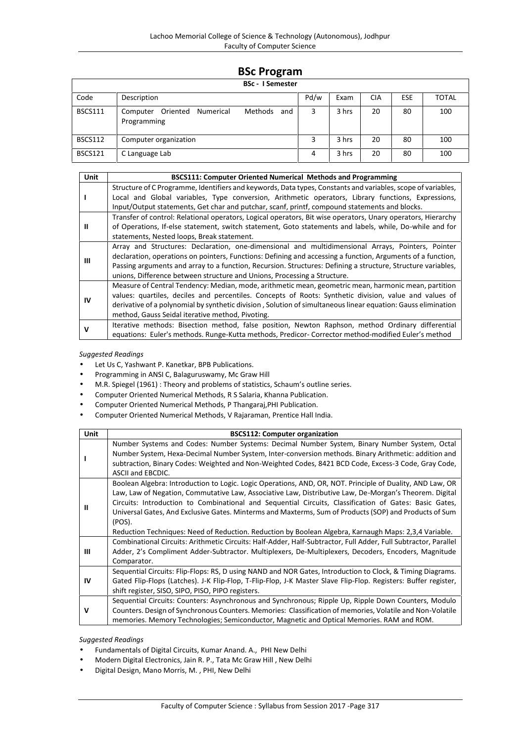# BSc Program

| BSc - I Semester | | | | | | |
|---|---|---|---|---|---|---|
| Code | Description | Pd/w | Exam | CIA | ESE | TOTAL |
| BSCS111 | Computer Oriented Numerical Methods and Programming | 3 | 3 hrs | 20 | 80 | 100 |
| BSCS112 | Computer organization | 3 | 3 hrs | 20 | 80 | 100 |
| BSCS121 | C Language Lab | 4 | 3 hrs | 20 | 80 | 100 |

| Unit | BSCS111: Computer Oriented Numerical Methods and Programming |
|---|---|
| I | Structure of C Programme, Identifiers and keywords, Data types, Constants and variables, scope of variables, Local and Global variables, Type conversion, Arithmetic operators, Library functions, Expressions, Input/Output statements, Get char and putchar, scanf, printf, compound statements and blocks. |
| II | Transfer of control: Relational operators, Logical operators, Bit wise operators, Unary operators, Hierarchy of Operations, If-else statement, switch statement, Goto statements and labels, while, Do-while and for statements, Nested loops, Break statement. |
| III | Array and Structures: Declaration, one-dimensional and multidimensional Arrays, Pointers, Pointer declaration, operations on pointers, Functions: Defining and accessing a function, Arguments of a function, Passing arguments and array to a function, Recursion. Structures: Defining a structure, Structure variables, unions, Difference between structure and Unions, Processing a Structure. |
| IV | Measure of Central Tendency: Median, mode, arithmetic mean, geometric mean, harmonic mean, partition values: quartiles, deciles and percentiles. Concepts of Roots: Synthetic division, value and values of derivative of a polynomial by synthetic division , Solution of simultaneous linear equation: Gauss elimination method, Gauss Seidal iterative method, Pivoting. |
| V | Iterative methods: Bisection method, false position, Newton Raphson, method Ordinary differential equations: Euler's methods. Runge-Kutta methods, Predicor- Corrector method-modified Euler's method |

*Suggested Readings*

- Let Us C, Yashwant P. Kanetkar, BPB Publications.
- Programming in ANSI C, Balaguruswamy, Mc Graw Hill
- M.R. Spiegel (1961) : Theory and problems of statistics, Schaum's outline series.
- Computer Oriented Numerical Methods, R S Salaria, Khanna Publication.
- Computer Oriented Numerical Methods, P Thangaraj,PHI Publication.
- Computer Oriented Numerical Methods, V Rajaraman, Prentice Hall India.

| Unit | BSCS112: Computer organization |
|---|---|
| I | Number Systems and Codes: Number Systems: Decimal Number System, Binary Number System, Octal Number System, Hexa-Decimal Number System, Inter-conversion methods. Binary Arithmetic: addition and subtraction, Binary Codes: Weighted and Non-Weighted Codes, 8421 BCD Code, Excess-3 Code, Gray Code, ASCII and EBCDIC. |
| II | Boolean Algebra: Introduction to Logic. Logic Operations, AND, OR, NOT. Principle of Duality, AND Law, OR Law, Law of Negation, Commutative Law, Associative Law, Distributive Law, De-Morgan's Theorem. Digital Circuits: Introduction to Combinational and Sequential Circuits, Classification of Gates: Basic Gates, Universal Gates, And Exclusive Gates. Minterms and Maxterms, Sum of Products (SOP) and Products of Sum (POS).<br>Reduction Techniques: Need of Reduction. Reduction by Boolean Algebra, Karnaugh Maps: 2,3,4 Variable. |
| III | Combinational Circuits: Arithmetic Circuits: Half-Adder, Half-Subtractor, Full Adder, Full Subtractor, Parallel Adder, 2's Compliment Adder-Subtractor. Multiplexers, De-Multiplexers, Decoders, Encoders, Magnitude Comparator. |
| IV | Sequential Circuits: Flip-Flops: RS, D using NAND and NOR Gates, Introduction to Clock, & Timing Diagrams. Gated Flip-Flops (Latches). J-K Flip-Flop, T-Flip-Flop, J-K Master Slave Flip-Flop. Registers: Buffer register, shift register, SISO, SIPO, PISO, PIPO registers. |
| V | Sequential Circuits: Counters: Asynchronous and Synchronous; Ripple Up, Ripple Down Counters, Modulo Counters. Design of Synchronous Counters. Memories: Classification of memories, Volatile and Non-Volatile memories. Memory Technologies; Semiconductor, Magnetic and Optical Memories. RAM and ROM. |

*Suggested Readings*

- Fundamentals of Digital Circuits, Kumar Anand. A., PHI New Delhi
- Modern Digital Electronics, Jain R. P., Tata Mc Graw Hill , New Delhi
- Digital Design, Mano Morris, M. , PHI, New Delhi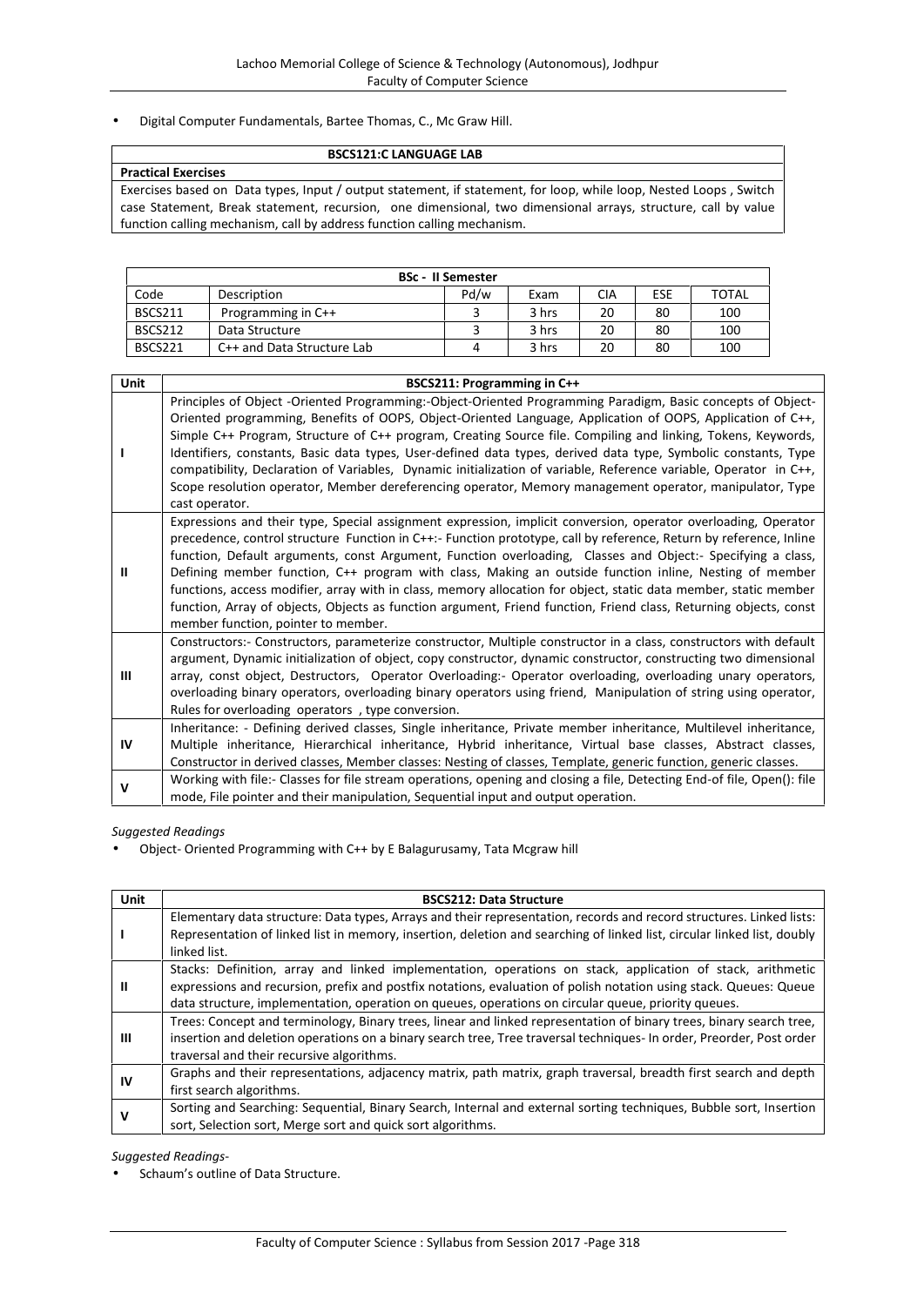- Digital Computer Fundamentals, Bartee Thomas, C., Mc Graw Hill.

| BSCS121:C LANGUAGE LAB |
|---|
| **Practical Exercises** |
| Exercises based on Data types, Input / output statement, if statement, for loop, while loop, Nested Loops , Switch case Statement, Break statement, recursion, one dimensional, two dimensional arrays, structure, call by value function calling mechanism, call by address function calling mechanism. |

| BSc - II Semester | | | | | | |
|---|---|---|---|---|---|---|
| Code | Description | Pd/w | Exam | CIA | ESE | TOTAL |
| BSCS211 | Programming in C++ | 3 | 3 hrs | 20 | 80 | 100 |
| BSCS212 | Data Structure | 3 | 3 hrs | 20 | 80 | 100 |
| BSCS221 | C++ and Data Structure Lab | 4 | 3 hrs | 20 | 80 | 100 |

| Unit | BSCS211: Programming in C++ |
|---|---|
| I | Principles of Object -Oriented Programming:-Object-Oriented Programming Paradigm, Basic concepts of Object-Oriented programming, Benefits of OOPS, Object-Oriented Language, Application of OOPS, Application of C++, Simple C++ Program, Structure of C++ program, Creating Source file. Compiling and linking, Tokens, Keywords, Identifiers, constants, Basic data types, User-defined data types, derived data type, Symbolic constants, Type compatibility, Declaration of Variables, Dynamic initialization of variable, Reference variable, Operator in C++, Scope resolution operator, Member dereferencing operator, Memory management operator, manipulator, Type cast operator. |
| II | Expressions and their type, Special assignment expression, implicit conversion, operator overloading, Operator precedence, control structure Function in C++:- Function prototype, call by reference, Return by reference, Inline function, Default arguments, const Argument, Function overloading, Classes and Object:- Specifying a class, Defining member function, C++ program with class, Making an outside function inline, Nesting of member functions, access modifier, array with in class, memory allocation for object, static data member, static member function, Array of objects, Objects as function argument, Friend function, Friend class, Returning objects, const member function, pointer to member. |
| III | Constructors:- Constructors, parameterize constructor, Multiple constructor in a class, constructors with default argument, Dynamic initialization of object, copy constructor, dynamic constructor, constructing two dimensional array, const object, Destructors, Operator Overloading:- Operator overloading, overloading unary operators, overloading binary operators, overloading binary operators using friend, Manipulation of string using operator, Rules for overloading operators , type conversion. |
| IV | Inheritance: - Defining derived classes, Single inheritance, Private member inheritance, Multilevel inheritance, Multiple inheritance, Hierarchical inheritance, Hybrid inheritance, Virtual base classes, Abstract classes, Constructor in derived classes, Member classes: Nesting of classes, Template, generic function, generic classes. |
| V | Working with file:- Classes for file stream operations, opening and closing a file, Detecting End-of file, Open(): file mode, File pointer and their manipulation, Sequential input and output operation. |

*Suggested Readings*

- Object- Oriented Programming with C++ by E Balagurusamy, Tata Mcgraw hill

| Unit | BSCS212: Data Structure |
|---|---|
| I | Elementary data structure: Data types, Arrays and their representation, records and record structures. Linked lists: Representation of linked list in memory, insertion, deletion and searching of linked list, circular linked list, doubly linked list. |
| II | Stacks: Definition, array and linked implementation, operations on stack, application of stack, arithmetic expressions and recursion, prefix and postfix notations, evaluation of polish notation using stack. Queues: Queue data structure, implementation, operation on queues, operations on circular queue, priority queues. |
| III | Trees: Concept and terminology, Binary trees, linear and linked representation of binary trees, binary search tree, insertion and deletion operations on a binary search tree, Tree traversal techniques- In order, Preorder, Post order traversal and their recursive algorithms. |
| IV | Graphs and their representations, adjacency matrix, path matrix, graph traversal, breadth first search and depth first search algorithms. |
| V | Sorting and Searching: Sequential, Binary Search, Internal and external sorting techniques, Bubble sort, Insertion sort, Selection sort, Merge sort and quick sort algorithms. |

*Suggested Readings-*

- Schaum's outline of Data Structure.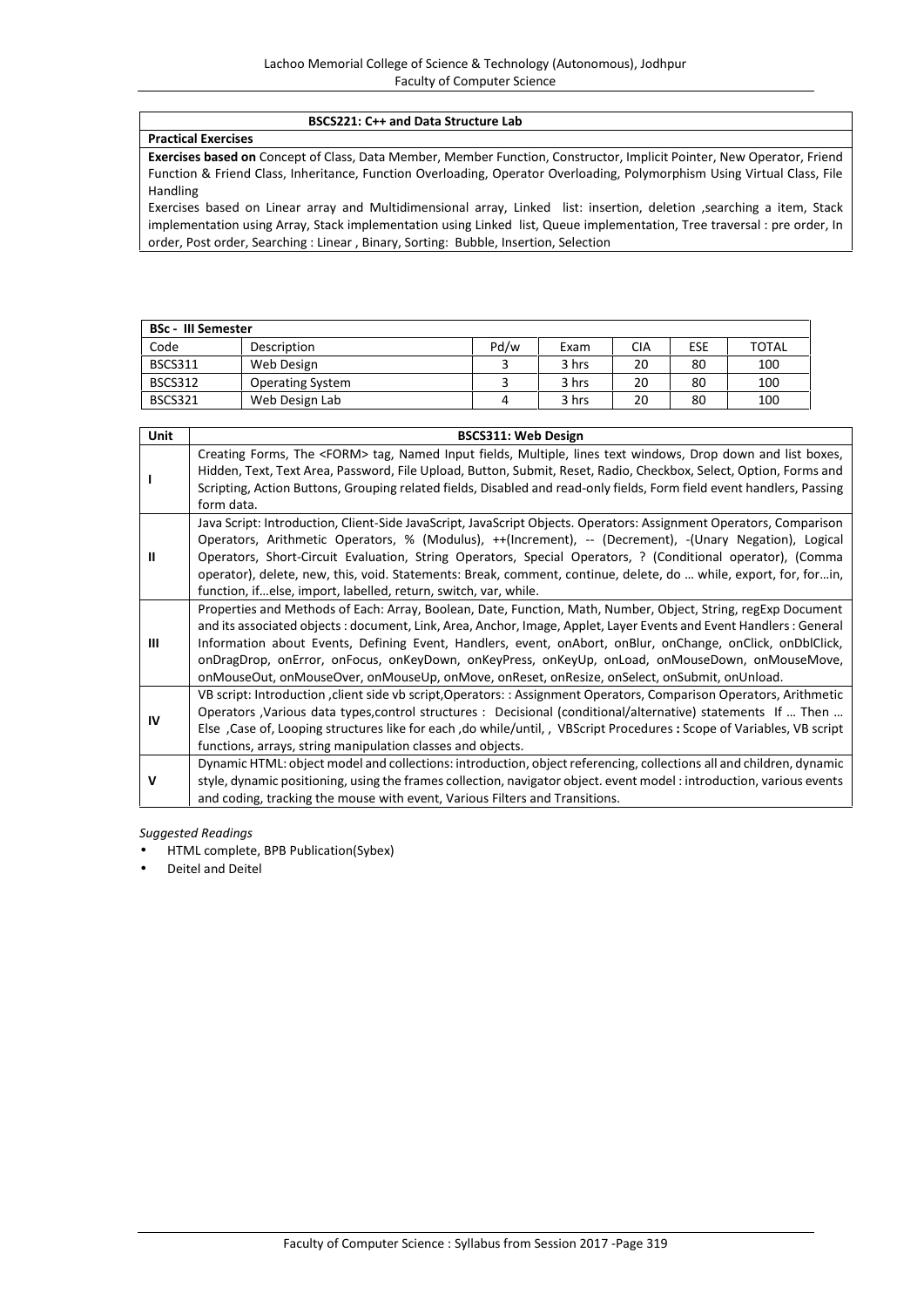| BSCS221: C++ and Data Structure Lab |
|---|
| **Practical Exercises** |
| **Exercises based on** Concept of Class, Data Member, Member Function, Constructor, Implicit Pointer, New Operator, Friend Function & Friend Class, Inheritance, Function Overloading, Operator Overloading, Polymorphism Using Virtual Class, File Handling<br>Exercises based on Linear array and Multidimensional array, Linked list: insertion, deletion ,searching a item, Stack implementation using Array, Stack implementation using Linked list, Queue implementation, Tree traversal : pre order, In order, Post order, Searching : Linear , Binary, Sorting: Bubble, Insertion, Selection |

| BSc - III Semester | | | | | | |
|---|---|---|---|---|---|---|
| Code | Description | Pd/w | Exam | CIA | ESE | TOTAL |
| BSCS311 | Web Design | 3 | 3 hrs | 20 | 80 | 100 |
| BSCS312 | Operating System | 3 | 3 hrs | 20 | 80 | 100 |
| BSCS321 | Web Design Lab | 4 | 3 hrs | 20 | 80 | 100 |

| Unit | BSCS311: Web Design |
|---|---|
| I | Creating Forms, The <FORM> tag, Named Input fields, Multiple, lines text windows, Drop down and list boxes, Hidden, Text, Text Area, Password, File Upload, Button, Submit, Reset, Radio, Checkbox, Select, Option, Forms and Scripting, Action Buttons, Grouping related fields, Disabled and read-only fields, Form field event handlers, Passing form data. |
| II | Java Script: Introduction, Client-Side JavaScript, JavaScript Objects. Operators: Assignment Operators, Comparison Operators, Arithmetic Operators, % (Modulus), ++(Increment), -- (Decrement), -(Unary Negation), Logical Operators, Short-Circuit Evaluation, String Operators, Special Operators, ? (Conditional operator), (Comma operator), delete, new, this, void. Statements: Break, comment, continue, delete, do … while, export, for, for…in, function, if…else, import, labelled, return, switch, var, while. |
| III | Properties and Methods of Each: Array, Boolean, Date, Function, Math, Number, Object, String, regExp Document and its associated objects : document, Link, Area, Anchor, Image, Applet, Layer Events and Event Handlers : General Information about Events, Defining Event, Handlers, event, onAbort, onBlur, onChange, onClick, onDblClick, onDragDrop, onError, onFocus, onKeyDown, onKeyPress, onKeyUp, onLoad, onMouseDown, onMouseMove, onMouseOut, onMouseOver, onMouseUp, onMove, onReset, onResize, onSelect, onSubmit, onUnload. |
| IV | VB script: Introduction ,client side vb script,Operators: : Assignment Operators, Comparison Operators, Arithmetic Operators ,Various data types,control structures : Decisional (conditional/alternative) statements If … Then … Else ,Case of, Looping structures like for each ,do while/until, , VBScript Procedures **:** Scope of Variables, VB script functions, arrays, string manipulation classes and objects. |
| V | Dynamic HTML: object model and collections: introduction, object referencing, collections all and children, dynamic style, dynamic positioning, using the frames collection, navigator object. event model : introduction, various events and coding, tracking the mouse with event, Various Filters and Transitions. |

*Suggested Readings*

- HTML complete, BPB Publication(Sybex)
- Deitel and Deitel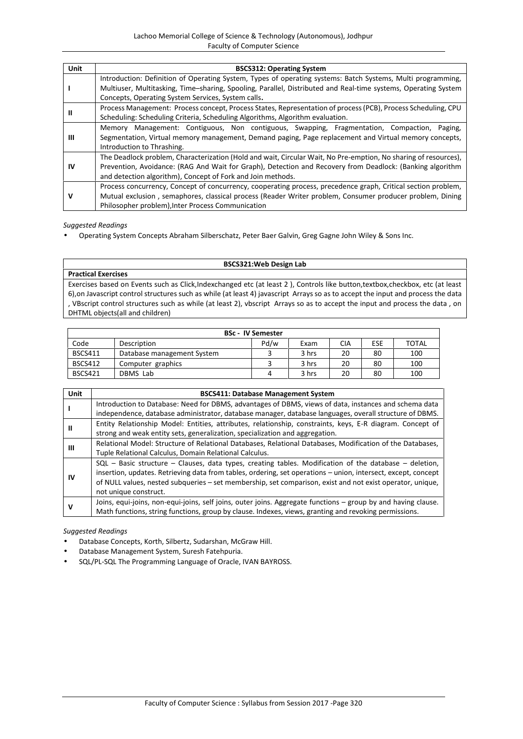| Unit | BSCS312: Operating System |
|---|---|
| I | Introduction: Definition of Operating System, Types of operating systems: Batch Systems, Multi programming, Multiuser, Multitasking, Time–sharing, Spooling, Parallel, Distributed and Real-time systems, Operating System Concepts, Operating System Services, System calls**.** |
| II | Process Management: Process concept, Process States, Representation of process (PCB), Process Scheduling, CPU Scheduling: Scheduling Criteria, Scheduling Algorithms, Algorithm evaluation. |
| III | Memory Management: Contiguous, Non contiguous, Swapping, Fragmentation, Compaction, Paging, Segmentation, Virtual memory management, Demand paging, Page replacement and Virtual memory concepts, Introduction to Thrashing. |
| IV | The Deadlock problem, Characterization (Hold and wait, Circular Wait, No Pre-emption, No sharing of resources), Prevention, Avoidance: (RAG And Wait for Graph), Detection and Recovery from Deadlock: (Banking algorithm and detection algorithm), Concept of Fork and Join methods. |
| V | Process concurrency, Concept of concurrency, cooperating process, precedence graph, Critical section problem, Mutual exclusion , semaphores, classical process (Reader Writer problem, Consumer producer problem, Dining Philosopher problem),Inter Process Communication |

*Suggested Readings*

- Operating System Concepts Abraham Silberschatz, Peter Baer Galvin, Greg Gagne John Wiley & Sons Inc.

| BSCS321:Web Design Lab |
|---|
| **Practical Exercises** |
| Exercises based on Events such as Click,Indexchanged etc (at least 2 ), Controls like button,textbox,checkbox, etc (at least 6),on Javascript control structures such as while (at least 4) javascript Arrays so as to accept the input and process the data , VBscript control structures such as while (at least 2), vbscript Arrays so as to accept the input and process the data , on DHTML objects(all and children) |

| BSc - IV Semester | | | | | | |
|---|---|---|---|---|---|---|
| Code | Description | Pd/w | Exam | CIA | ESE | TOTAL |
| BSCS411 | Database management System | 3 | 3 hrs | 20 | 80 | 100 |
| BSCS412 | Computer graphics | 3 | 3 hrs | 20 | 80 | 100 |
| BSCS421 | DBMS Lab | 4 | 3 hrs | 20 | 80 | 100 |

| Unit | BSCS411: Database Management System |
|---|---|
| I | Introduction to Database: Need for DBMS, advantages of DBMS, views of data, instances and schema data independence, database administrator, database manager, database languages, overall structure of DBMS. |
| II | Entity Relationship Model: Entities, attributes, relationship, constraints, keys, E-R diagram. Concept of strong and weak entity sets, generalization, specialization and aggregation. |
| III | Relational Model: Structure of Relational Databases, Relational Databases, Modification of the Databases, Tuple Relational Calculus, Domain Relational Calculus. |
| IV | SQL – Basic structure – Clauses, data types, creating tables. Modification of the database – deletion, insertion, updates. Retrieving data from tables, ordering, set operations – union, intersect, except, concept of NULL values, nested subqueries – set membership, set comparison, exist and not exist operator, unique, not unique construct. |
| V | Joins, equi-joins, non-equi-joins, self joins, outer joins. Aggregate functions – group by and having clause. Math functions, string functions, group by clause. Indexes, views, granting and revoking permissions. |

*Suggested Readings*

- Database Concepts, Korth, Silbertz, Sudarshan, McGraw Hill.
- Database Management System, Suresh Fatehpuria.
- SQL/PL-SQL The Programming Language of Oracle, IVAN BAYROSS.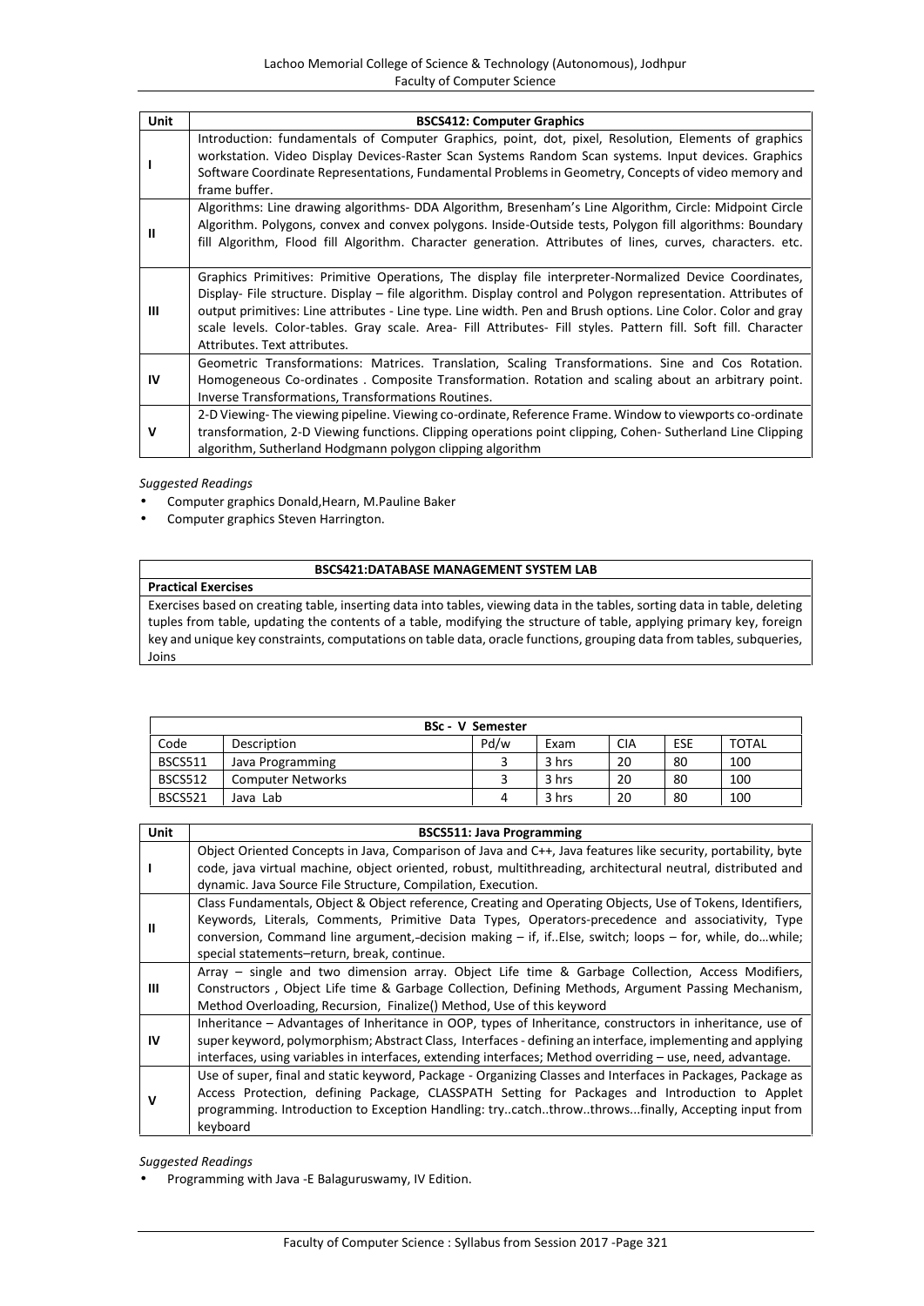| Unit | BSCS412: Computer Graphics |
| --- | --- |
| I | Introduction: fundamentals of Computer Graphics, point, dot, pixel, Resolution, Elements of graphics workstation. Video Display Devices-Raster Scan Systems Random Scan systems. Input devices. Graphics Software Coordinate Representations, Fundamental Problems in Geometry, Concepts of video memory and frame buffer. |
| II | Algorithms: Line drawing algorithms- DDA Algorithm, Bresenham's Line Algorithm, Circle: Midpoint Circle Algorithm. Polygons, convex and convex polygons. Inside-Outside tests, Polygon fill algorithms: Boundary fill Algorithm, Flood fill Algorithm. Character generation. Attributes of lines, curves, characters. etc. |
| III | Graphics Primitives: Primitive Operations, The display file interpreter-Normalized Device Coordinates, Display- File structure. Display – file algorithm. Display control and Polygon representation. Attributes of output primitives: Line attributes - Line type. Line width. Pen and Brush options. Line Color. Color and gray scale levels. Color-tables. Gray scale. Area- Fill Attributes- Fill styles. Pattern fill. Soft fill. Character Attributes. Text attributes. |
| IV | Geometric Transformations: Matrices. Translation, Scaling Transformations. Sine and Cos Rotation. Homogeneous Co-ordinates . Composite Transformation. Rotation and scaling about an arbitrary point. Inverse Transformations, Transformations Routines. |
| V | 2-D Viewing- The viewing pipeline. Viewing co-ordinate, Reference Frame. Window to viewports co-ordinate transformation, 2-D Viewing functions. Clipping operations point clipping, Cohen- Sutherland Line Clipping algorithm, Sutherland Hodgmann polygon clipping algorithm |

*Suggested Readings*

- Computer graphics Donald,Hearn, M.Pauline Baker
- Computer graphics Steven Harrington.

| BSCS421:DATABASE MANAGEMENT SYSTEM LAB |
| --- |
| **Practical Exercises** |
| Exercises based on creating table, inserting data into tables, viewing data in the tables, sorting data in table, deleting tuples from table, updating the contents of a table, modifying the structure of table, applying primary key, foreign key and unique key constraints, computations on table data, oracle functions, grouping data from tables, subqueries, Joins |

| BSc - V Semester | | | | | | |
| --- | --- | --- | --- | --- | --- | --- |
| Code | Description | Pd/w | Exam | CIA | ESE | TOTAL |
| BSCS511 | Java Programming | 3 | 3 hrs | 20 | 80 | 100 |
| BSCS512 | Computer Networks | 3 | 3 hrs | 20 | 80 | 100 |
| BSCS521 | Java Lab | 4 | 3 hrs | 20 | 80 | 100 |

| Unit | BSCS511: Java Programming |
| --- | --- |
| I | Object Oriented Concepts in Java, Comparison of Java and C++, Java features like security, portability, byte code, java virtual machine, object oriented, robust, multithreading, architectural neutral, distributed and dynamic. Java Source File Structure, Compilation, Execution. |
| II | Class Fundamentals, Object & Object reference, Creating and Operating Objects, Use of Tokens, Identifiers, Keywords, Literals, Comments, Primitive Data Types, Operators-precedence and associativity, Type conversion, Command line argument,-decision making – if, if..Else, switch; loops – for, while, do…while; special statements–return, break, continue. |
| III | Array – single and two dimension array. Object Life time & Garbage Collection, Access Modifiers, Constructors , Object Life time & Garbage Collection, Defining Methods, Argument Passing Mechanism, Method Overloading, Recursion, Finalize() Method, Use of this keyword |
| IV | Inheritance – Advantages of Inheritance in OOP, types of Inheritance, constructors in inheritance, use of super keyword, polymorphism; Abstract Class, Interfaces - defining an interface, implementing and applying interfaces, using variables in interfaces, extending interfaces; Method overriding – use, need, advantage. |
| V | Use of super, final and static keyword, Package - Organizing Classes and Interfaces in Packages, Package as Access Protection, defining Package, CLASSPATH Setting for Packages and Introduction to Applet programming. Introduction to Exception Handling: try..catch..throw..throws...finally, Accepting input from keyboard |

*Suggested Readings*

- Programming with Java -E Balaguruswamy, IV Edition.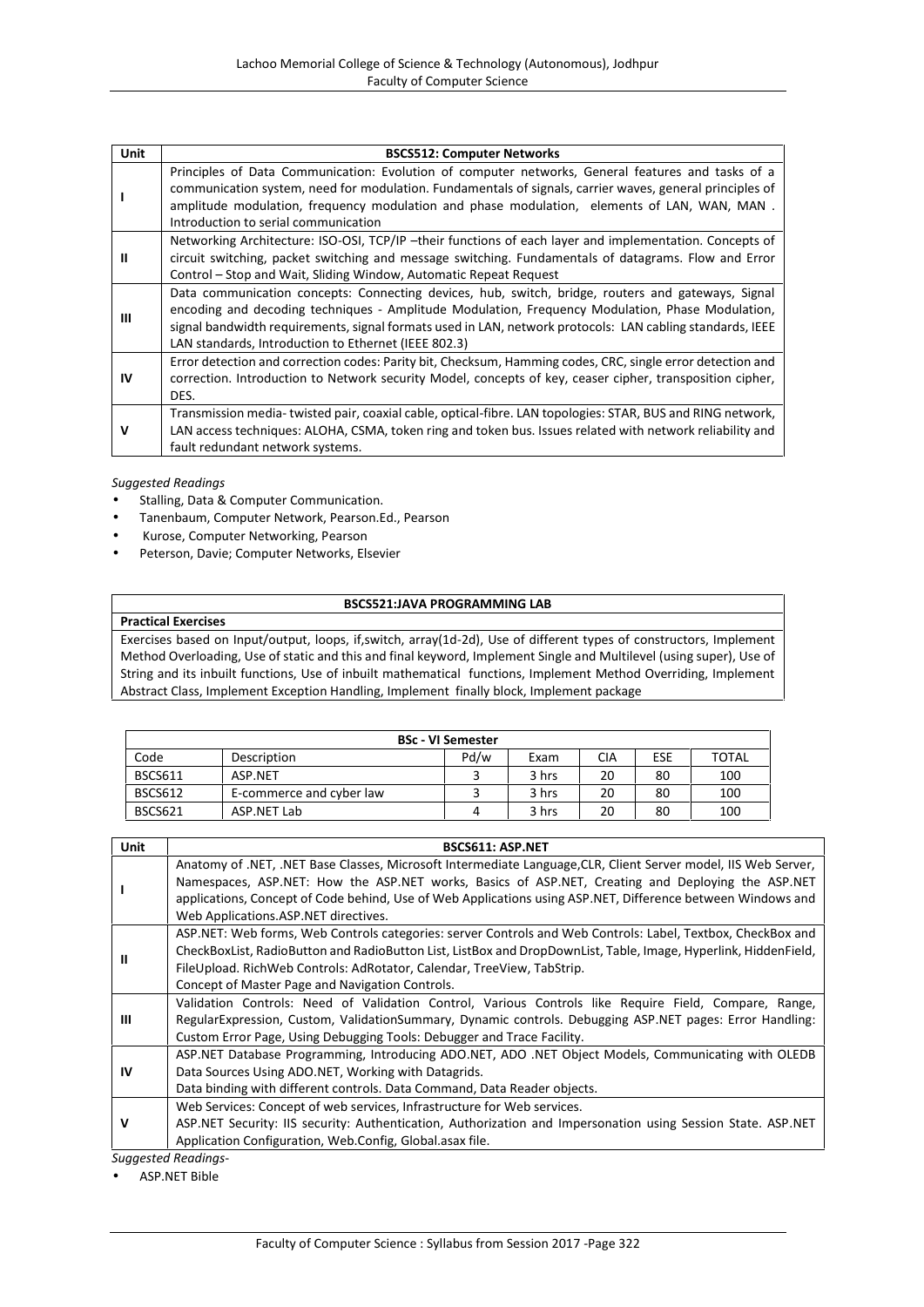| Unit | BSCS512: Computer Networks |
|---|---|
| I | Principles of Data Communication: Evolution of computer networks, General features and tasks of a communication system, need for modulation. Fundamentals of signals, carrier waves, general principles of amplitude modulation, frequency modulation and phase modulation, elements of LAN, WAN, MAN . Introduction to serial communication |
| II | Networking Architecture: ISO-OSI, TCP/IP –their functions of each layer and implementation. Concepts of circuit switching, packet switching and message switching. Fundamentals of datagrams. Flow and Error Control – Stop and Wait, Sliding Window, Automatic Repeat Request |
| III | Data communication concepts: Connecting devices, hub, switch, bridge, routers and gateways, Signal encoding and decoding techniques - Amplitude Modulation, Frequency Modulation, Phase Modulation, signal bandwidth requirements, signal formats used in LAN, network protocols: LAN cabling standards, IEEE LAN standards, Introduction to Ethernet (IEEE 802.3) |
| IV | Error detection and correction codes: Parity bit, Checksum, Hamming codes, CRC, single error detection and correction. Introduction to Network security Model, concepts of key, ceaser cipher, transposition cipher, DES. |
| V | Transmission media- twisted pair, coaxial cable, optical-fibre. LAN topologies: STAR, BUS and RING network, LAN access techniques: ALOHA, CSMA, token ring and token bus. Issues related with network reliability and fault redundant network systems. |

*Suggested Readings*

- Stalling, Data & Computer Communication.
- Tanenbaum, Computer Network, Pearson.Ed., Pearson
- Kurose, Computer Networking, Pearson
- Peterson, Davie; Computer Networks, Elsevier

| BSCS521:JAVA PROGRAMMING LAB |
|---|
| **Practical Exercises** |
| Exercises based on Input/output, loops, if,switch, array(1d-2d), Use of different types of constructors, Implement Method Overloading, Use of static and this and final keyword, Implement Single and Multilevel (using super), Use of String and its inbuilt functions, Use of inbuilt mathematical functions, Implement Method Overriding, Implement Abstract Class, Implement Exception Handling, Implement finally block, Implement package |

| BSc - VI Semester | | | | | | |
|---|---|---|---|---|---|---|
| Code | Description | Pd/w | Exam | CIA | ESE | TOTAL |
| BSCS611 | ASP.NET | 3 | 3 hrs | 20 | 80 | 100 |
| BSCS612 | E-commerce and cyber law | 3 | 3 hrs | 20 | 80 | 100 |
| BSCS621 | ASP.NET Lab | 4 | 3 hrs | 20 | 80 | 100 |

| Unit | BSCS611: ASP.NET |
|---|---|
| I | Anatomy of .NET, .NET Base Classes, Microsoft Intermediate Language,CLR, Client Server model, IIS Web Server, Namespaces, ASP.NET: How the ASP.NET works, Basics of ASP.NET, Creating and Deploying the ASP.NET applications, Concept of Code behind, Use of Web Applications using ASP.NET, Difference between Windows and Web Applications.ASP.NET directives. |
| II | ASP.NET: Web forms, Web Controls categories: server Controls and Web Controls: Label, Textbox, CheckBox and CheckBoxList, RadioButton and RadioButton List, ListBox and DropDownList, Table, Image, Hyperlink, HiddenField, FileUpload. RichWeb Controls: AdRotator, Calendar, TreeView, TabStrip. Concept of Master Page and Navigation Controls. |
| III | Validation Controls: Need of Validation Control, Various Controls like Require Field, Compare, Range, RegularExpression, Custom, ValidationSummary, Dynamic controls. Debugging ASP.NET pages: Error Handling: Custom Error Page, Using Debugging Tools: Debugger and Trace Facility. |
| IV | ASP.NET Database Programming, Introducing ADO.NET, ADO .NET Object Models, Communicating with OLEDB Data Sources Using ADO.NET, Working with Datagrids. Data binding with different controls. Data Command, Data Reader objects. |
| V | Web Services: Concept of web services, Infrastructure for Web services. ASP.NET Security: IIS security: Authentication, Authorization and Impersonation using Session State. ASP.NET Application Configuration, Web.Config, Global.asax file. |

*Suggested Readings-*

- ASP.NET Bible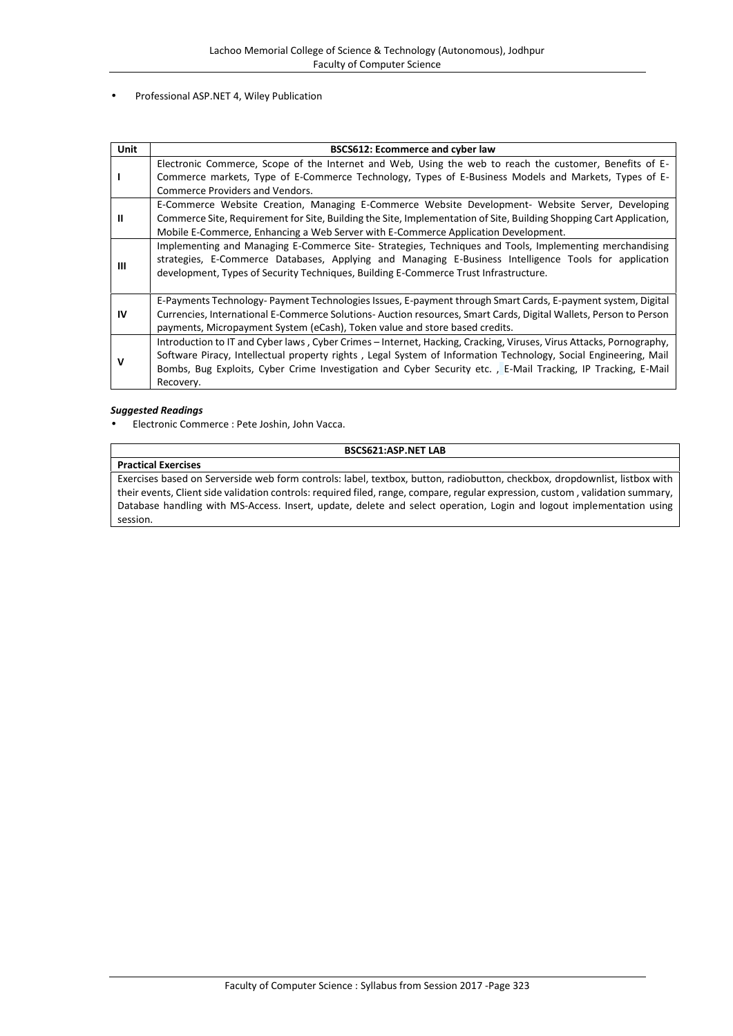- Professional ASP.NET 4, Wiley Publication

| Unit | BSCS612: Ecommerce and cyber law |
|---|---|
| I | Electronic Commerce, Scope of the Internet and Web, Using the web to reach the customer, Benefits of E-Commerce markets, Type of E-Commerce Technology, Types of E-Business Models and Markets, Types of E-Commerce Providers and Vendors. |
| II | E-Commerce Website Creation, Managing E-Commerce Website Development- Website Server, Developing Commerce Site, Requirement for Site, Building the Site, Implementation of Site, Building Shopping Cart Application, Mobile E-Commerce, Enhancing a Web Server with E-Commerce Application Development. |
| III | Implementing and Managing E-Commerce Site- Strategies, Techniques and Tools, Implementing merchandising strategies, E-Commerce Databases, Applying and Managing E-Business Intelligence Tools for application development, Types of Security Techniques, Building E-Commerce Trust Infrastructure. |
| IV | E-Payments Technology- Payment Technologies Issues, E-payment through Smart Cards, E-payment system, Digital Currencies, International E-Commerce Solutions- Auction resources, Smart Cards, Digital Wallets, Person to Person payments, Micropayment System (eCash), Token value and store based credits. |
| V | Introduction to IT and Cyber laws , Cyber Crimes – Internet, Hacking, Cracking, Viruses, Virus Attacks, Pornography, Software Piracy, Intellectual property rights , Legal System of Information Technology, Social Engineering, Mail Bombs, Bug Exploits, Cyber Crime Investigation and Cyber Security etc. , E-Mail Tracking, IP Tracking, E-Mail Recovery. |

***Suggested Readings***

- Electronic Commerce : Pete Joshin, John Vacca.

| BSCS621:ASP.NET LAB |
|---|
| **Practical Exercises** |
| Exercises based on Serverside web form controls: label, textbox, button, radiobutton, checkbox, dropdownlist, listbox with their events, Client side validation controls: required filed, range, compare, regular expression, custom , validation summary, Database handling with MS-Access. Insert, update, delete and select operation, Login and logout implementation using session. |